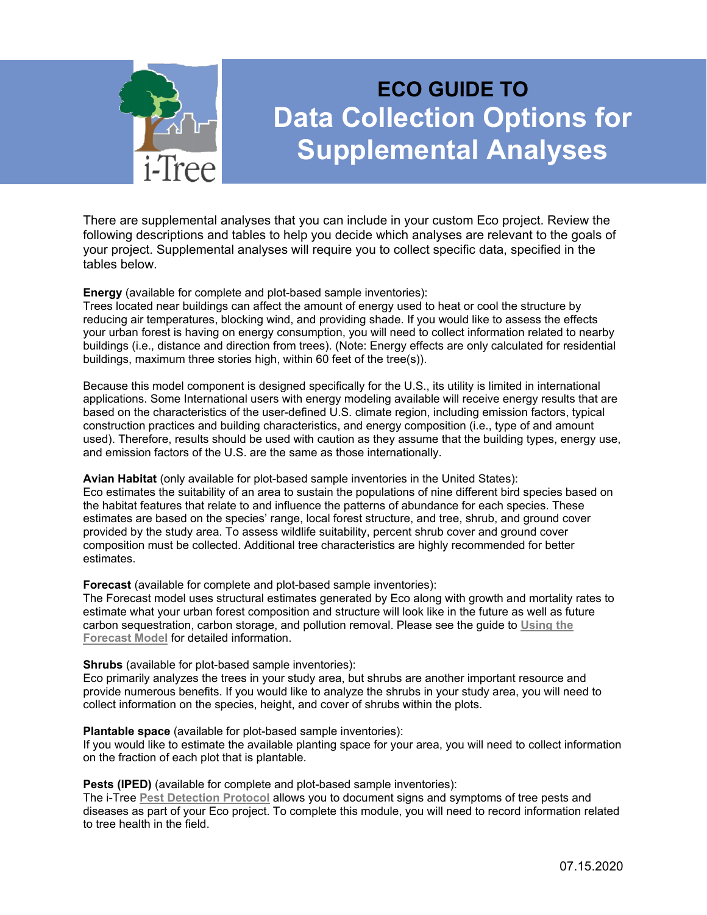# ECO GUIDE TO Data Collection Options for Supplemental Analyses

There are supplemental analyses that you can include in your custom Eco project. Review the following descriptions and tables to help you decide which analyses are relevant to the goals of your project. Supplemental analyses will require you to collect specific data, specified in the tables below.

**Energy** (available for complete and plot-based sample inventories):
Trees located near buildings can affect the amount of energy used to heat or cool the structure by reducing air temperatures, blocking wind, and providing shade. If you would like to assess the effects your urban forest is having on energy consumption, you will need to collect information related to nearby buildings (i.e., distance and direction from trees). (Note: Energy effects are only calculated for residential buildings, maximum three stories high, within 60 feet of the tree(s)).

Because this model component is designed specifically for the U.S., its utility is limited in international applications. Some International users with energy modeling available will receive energy results that are based on the characteristics of the user-defined U.S. climate region, including emission factors, typical construction practices and building characteristics, and energy composition (i.e., type of and amount used). Therefore, results should be used with caution as they assume that the building types, energy use, and emission factors of the U.S. are the same as those internationally.

**Avian Habitat** (only available for plot-based sample inventories in the United States):
Eco estimates the suitability of an area to sustain the populations of nine different bird species based on the habitat features that relate to and influence the patterns of abundance for each species. These estimates are based on the species' range, local forest structure, and tree, shrub, and ground cover provided by the study area. To assess wildlife suitability, percent shrub cover and ground cover composition must be collected. Additional tree characteristics are highly recommended for better estimates.

**Forecast** (available for complete and plot-based sample inventories):
The Forecast model uses structural estimates generated by Eco along with growth and mortality rates to estimate what your urban forest composition and structure will look like in the future as well as future carbon sequestration, carbon storage, and pollution removal. Please see the guide to Using the Forecast Model for detailed information.

**Shrubs** (available for plot-based sample inventories):
Eco primarily analyzes the trees in your study area, but shrubs are another important resource and provide numerous benefits. If you would like to analyze the shrubs in your study area, you will need to collect information on the species, height, and cover of shrubs within the plots.

**Plantable space** (available for plot-based sample inventories):
If you would like to estimate the available planting space for your area, you will need to collect information on the fraction of each plot that is plantable.

**Pests (IPED)** (available for complete and plot-based sample inventories):
The i-Tree Pest Detection Protocol allows you to document signs and symptoms of tree pests and diseases as part of your Eco project. To complete this module, you will need to record information related to tree health in the field.

07.15.2020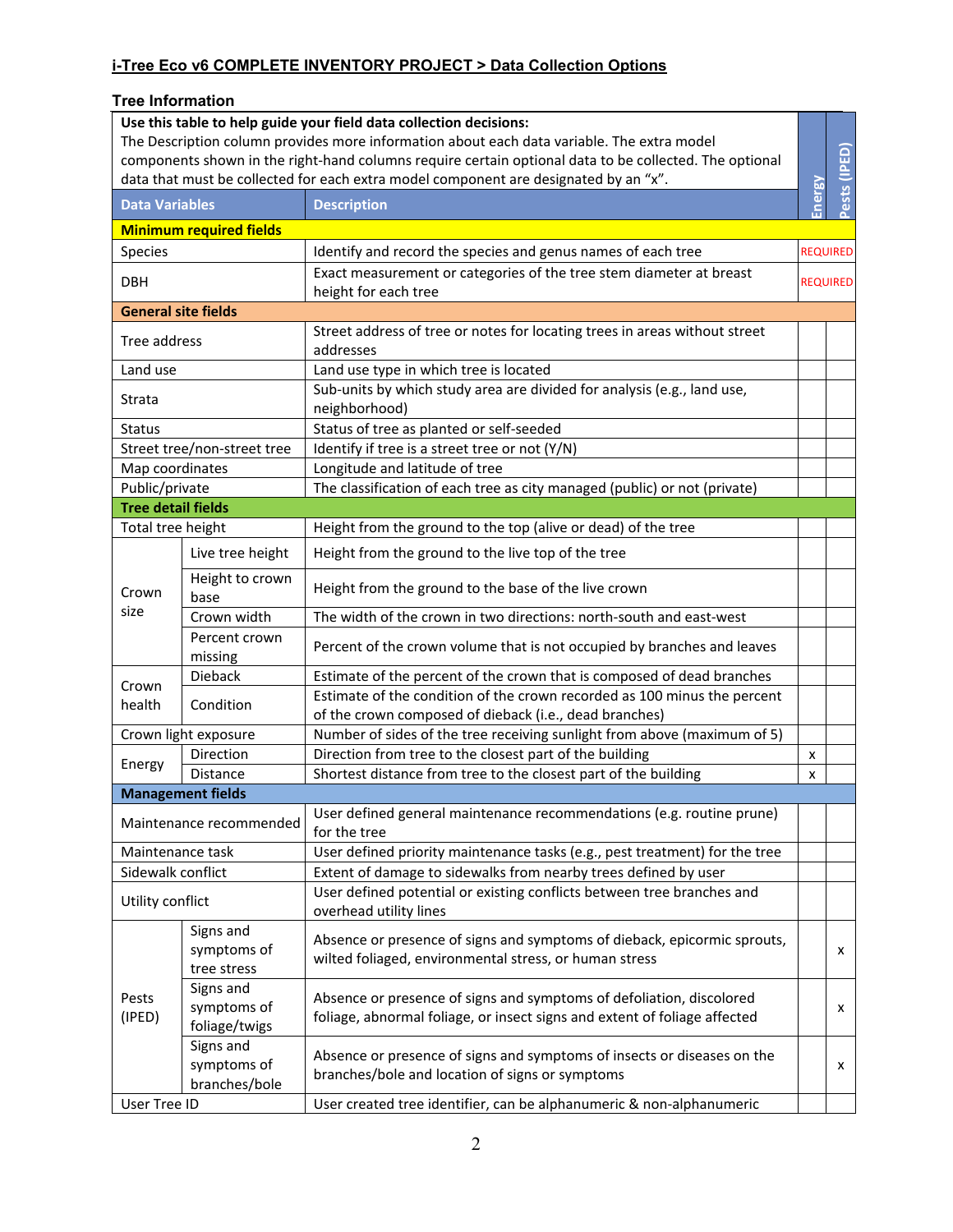## i-Tree Eco v6 COMPLETE INVENTORY PROJECT > Data Collection Options

### Tree Information

**Use this table to help guide your field data collection decisions:**
The Description column provides more information about each data variable. The extra model components shown in the right-hand columns require certain optional data to be collected. The optional data that must be collected for each extra model component are designated by an "x".

| Data Variables | | Description | Energy | Pests (IPED) |
|---|---|---|---|---|
| **Minimum required fields** | | | | |
| Species | | Identify and record the species and genus names of each tree | REQUIRED | |
| DBH | | Exact measurement or categories of the tree stem diameter at breast height for each tree | REQUIRED | |
| **General site fields** | | | | |
| Tree address | | Street address of tree or notes for locating trees in areas without street addresses | | |
| Land use | | Land use type in which tree is located | | |
| Strata | | Sub-units by which study area are divided for analysis (e.g., land use, neighborhood) | | |
| Status | | Status of tree as planted or self-seeded | | |
| Street tree/non-street tree | | Identify if tree is a street tree or not (Y/N) | | |
| Map coordinates | | Longitude and latitude of tree | | |
| Public/private | | The classification of each tree as city managed (public) or not (private) | | |
| **Tree detail fields** | | | | |
| Total tree height | | Height from the ground to the top (alive or dead) of the tree | | |
| Crown size | Live tree height | Height from the ground to the live top of the tree | | |
| | Height to crown base | Height from the ground to the base of the live crown | | |
| | Crown width | The width of the crown in two directions: north-south and east-west | | |
| | Percent crown missing | Percent of the crown volume that is not occupied by branches and leaves | | |
| Crown health | Dieback | Estimate of the percent of the crown that is composed of dead branches | | |
| | Condition | Estimate of the condition of the crown recorded as 100 minus the percent of the crown composed of dieback (i.e., dead branches) | | |
| Crown light exposure | | Number of sides of the tree receiving sunlight from above (maximum of 5) | | |
| Energy | Direction | Direction from tree to the closest part of the building | x | |
| | Distance | Shortest distance from tree to the closest part of the building | x | |
| **Management fields** | | | | |
| Maintenance recommended | | User defined general maintenance recommendations (e.g. routine prune) for the tree | | |
| Maintenance task | | User defined priority maintenance tasks (e.g., pest treatment) for the tree | | |
| Sidewalk conflict | | Extent of damage to sidewalks from nearby trees defined by user | | |
| Utility conflict | | User defined potential or existing conflicts between tree branches and overhead utility lines | | |
| Pests (IPED) | Signs and symptoms of tree stress | Absence or presence of signs and symptoms of dieback, epicormic sprouts, wilted foliaged, environmental stress, or human stress | | x |
| | Signs and symptoms of foliage/twigs | Absence or presence of signs and symptoms of defoliation, discolored foliage, abnormal foliage, or insect signs and extent of foliage affected | | x |
| | Signs and symptoms of branches/bole | Absence or presence of signs and symptoms of insects or diseases on the branches/bole and location of signs or symptoms | | x |
| User Tree ID | | User created tree identifier, can be alphanumeric & non-alphanumeric | | |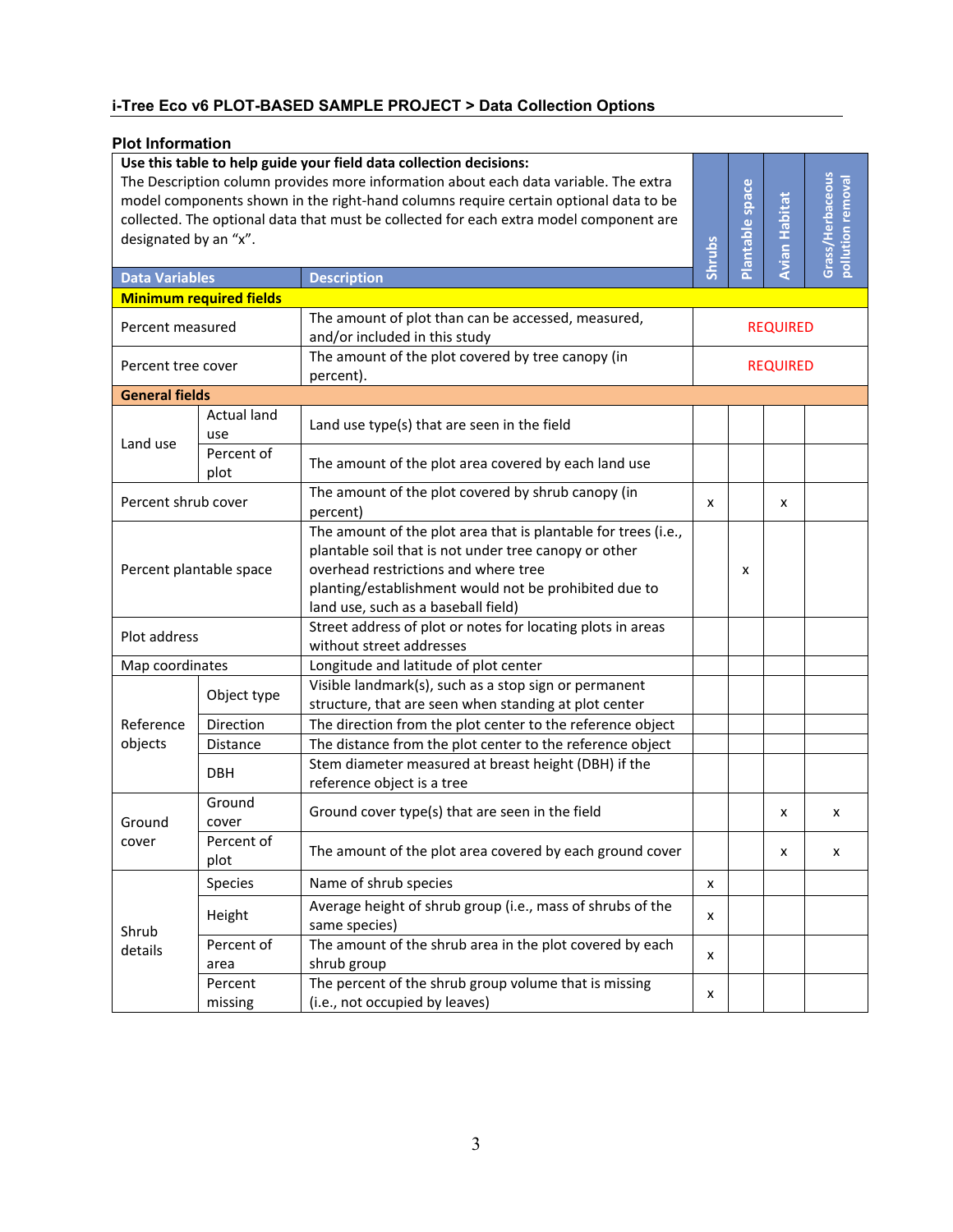### i-Tree Eco v6 PLOT-BASED SAMPLE PROJECT > Data Collection Options

#### Plot Information

**Use this table to help guide your field data collection decisions:**
The Description column provides more information about each data variable. The extra model components shown in the right-hand columns require certain optional data to be collected. The optional data that must be collected for each extra model component are designated by an "x".

| Data Variables | | Description | Shrubs | Plantable space | Avian Habitat | Grass/Herbaceous pollution removal |
|---|---|---|---|---|---|---|
| **Minimum required fields** | | | | | | |
| Percent measured | | The amount of plot than can be accessed, measured, and/or included in this study | REQUIRED | | | |
| Percent tree cover | | The amount of the plot covered by tree canopy (in percent). | REQUIRED | | | |
| **General fields** | | | | | | |
| Land use | Actual land use | Land use type(s) that are seen in the field | | | | |
| | Percent of plot | The amount of the plot area covered by each land use | | | | |
| Percent shrub cover | | The amount of the plot covered by shrub canopy (in percent) | x | | x | |
| Percent plantable space | | The amount of the plot area that is plantable for trees (i.e., plantable soil that is not under tree canopy or other overhead restrictions and where tree planting/establishment would not be prohibited due to land use, such as a baseball field) | | x | | |
| Plot address | | Street address of plot or notes for locating plots in areas without street addresses | | | | |
| Map coordinates | | Longitude and latitude of plot center | | | | |
| Reference objects | Object type | Visible landmark(s), such as a stop sign or permanent structure, that are seen when standing at plot center | | | | |
| | Direction | The direction from the plot center to the reference object | | | | |
| | Distance | The distance from the plot center to the reference object | | | | |
| | DBH | Stem diameter measured at breast height (DBH) if the reference object is a tree | | | | |
| Ground cover | Ground cover | Ground cover type(s) that are seen in the field | | | x | x |
| | Percent of plot | The amount of the plot area covered by each ground cover | | | x | x |
| Shrub details | Species | Name of shrub species | x | | | |
| | Height | Average height of shrub group (i.e., mass of shrubs of the same species) | x | | | |
| | Percent of area | The amount of the shrub area in the plot covered by each shrub group | x | | | |
| | Percent missing | The percent of the shrub group volume that is missing (i.e., not occupied by leaves) | x | | | |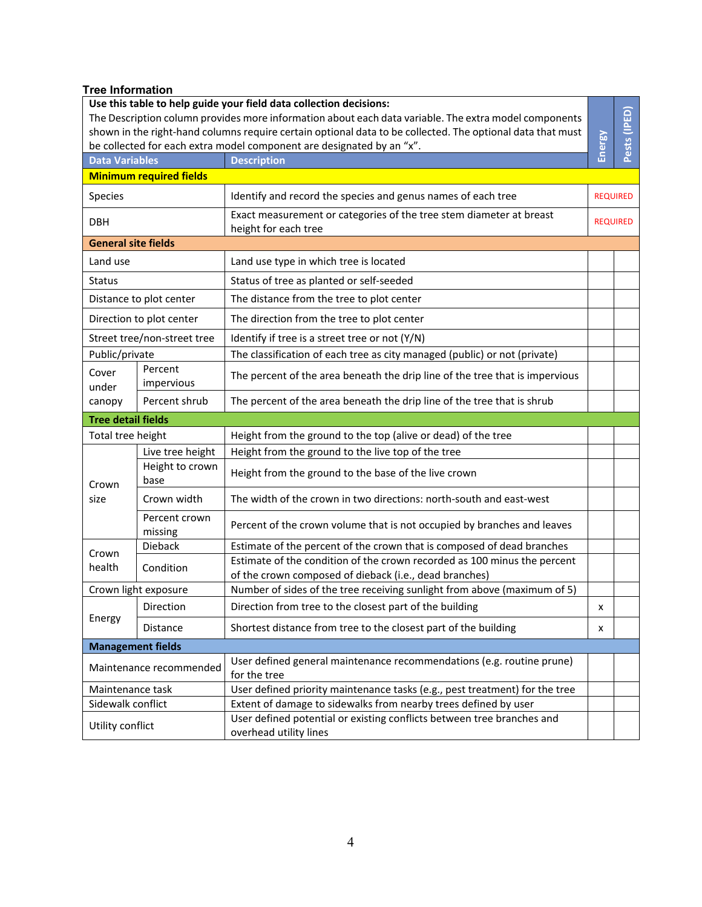**Tree Information**

| Use this table to help guide your field data collection decisions: The Description column provides more information about each data variable. The extra model components shown in the right-hand columns require certain optional data to be collected. The optional data that must be collected for each extra model component are designated by an "x". | | | Energy | Pests (IPED) |
|---|---|---|---|---|
| **Data Variables** | | **Description** | | |
| **Minimum required fields** | | | | |
| Species | | Identify and record the species and genus names of each tree | REQUIRED | |
| DBH | | Exact measurement or categories of the tree stem diameter at breast height for each tree | REQUIRED | |
| **General site fields** | | | | |
| Land use | | Land use type in which tree is located | | |
| Status | | Status of tree as planted or self-seeded | | |
| Distance to plot center | | The distance from the tree to plot center | | |
| Direction to plot center | | The direction from the tree to plot center | | |
| Street tree/non-street tree | | Identify if tree is a street tree or not (Y/N) | | |
| Public/private | | The classification of each tree as city managed (public) or not (private) | | |
| Cover under canopy | Percent impervious | The percent of the area beneath the drip line of the tree that is impervious | | |
| | Percent shrub | The percent of the area beneath the drip line of the tree that is shrub | | |
| **Tree detail fields** | | | | |
| Total tree height | | Height from the ground to the top (alive or dead) of the tree | | |
| Crown size | Live tree height | Height from the ground to the live top of the tree | | |
| | Height to crown base | Height from the ground to the base of the live crown | | |
| | Crown width | The width of the crown in two directions: north-south and east-west | | |
| | Percent crown missing | Percent of the crown volume that is not occupied by branches and leaves | | |
| Crown health | Dieback | Estimate of the percent of the crown that is composed of dead branches | | |
| | Condition | Estimate of the condition of the crown recorded as 100 minus the percent of the crown composed of dieback (i.e., dead branches) | | |
| Crown light exposure | | Number of sides of the tree receiving sunlight from above (maximum of 5) | | |
| Energy | Direction | Direction from tree to the closest part of the building | x | |
| | Distance | Shortest distance from tree to the closest part of the building | x | |
| **Management fields** | | | | |
| Maintenance recommended | | User defined general maintenance recommendations (e.g. routine prune) for the tree | | |
| Maintenance task | | User defined priority maintenance tasks (e.g., pest treatment) for the tree | | |
| Sidewalk conflict | | Extent of damage to sidewalks from nearby trees defined by user | | |
| Utility conflict | | User defined potential or existing conflicts between tree branches and overhead utility lines | | |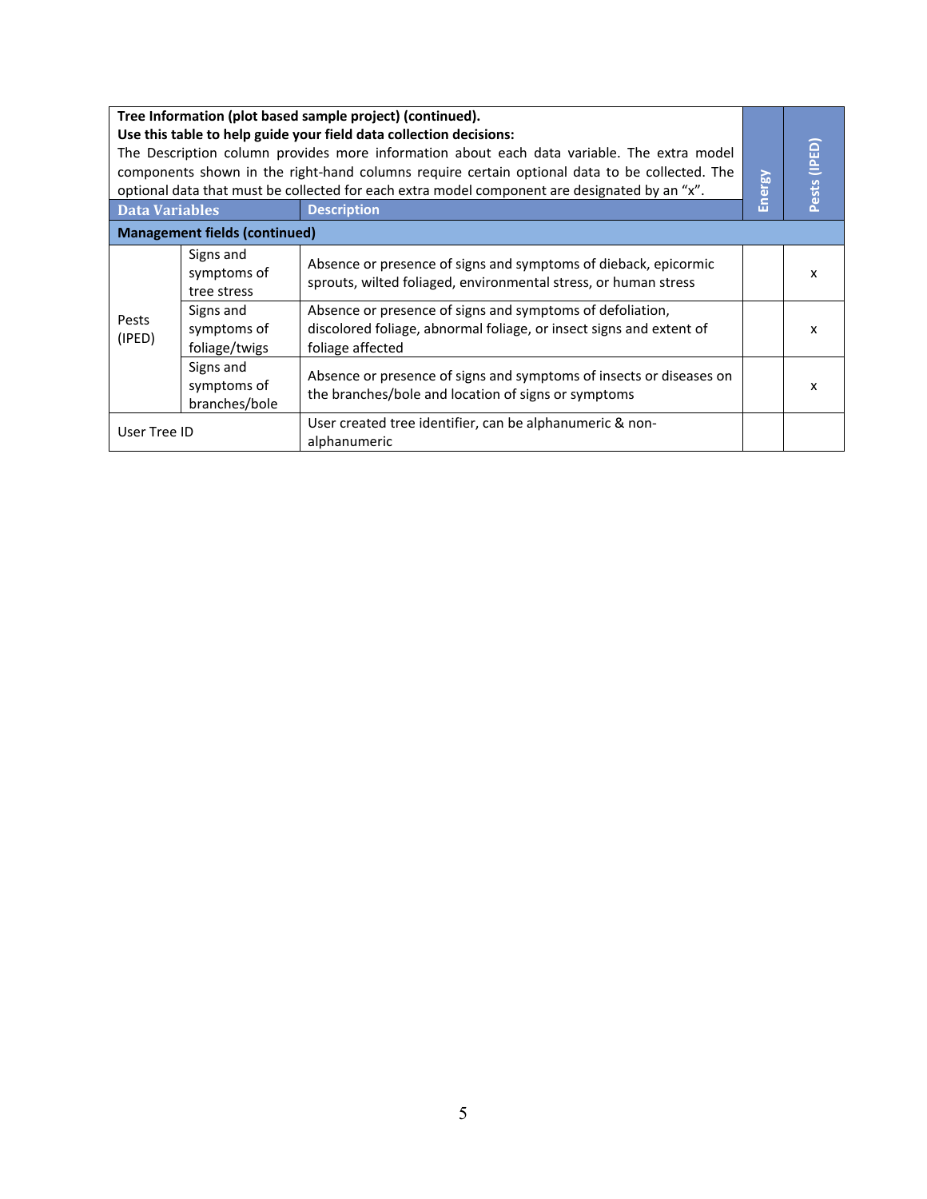| **Tree Information (plot based sample project) (continued).**<br>**Use this table to help guide your field data collection decisions:**<br>The Description column provides more information about each data variable. The extra model components shown in the right-hand columns require certain optional data to be collected. The optional data that must be collected for each extra model component are designated by an "x". | | | Energy | Pests (IPED) |
|---|---|---|---|---|
| **Data Variables** | | **Description** | | |
| **Management fields (continued)** | | | | |
| Pests (IPED) | Signs and symptoms of tree stress | Absence or presence of signs and symptoms of dieback, epicormic sprouts, wilted foliaged, environmental stress, or human stress | | x |
| | Signs and symptoms of foliage/twigs | Absence or presence of signs and symptoms of defoliation, discolored foliage, abnormal foliage, or insect signs and extent of foliage affected | | x |
| | Signs and symptoms of branches/bole | Absence or presence of signs and symptoms of insects or diseases on the branches/bole and location of signs or symptoms | | x |
| User Tree ID | | User created tree identifier, can be alphanumeric & non-alphanumeric | | |